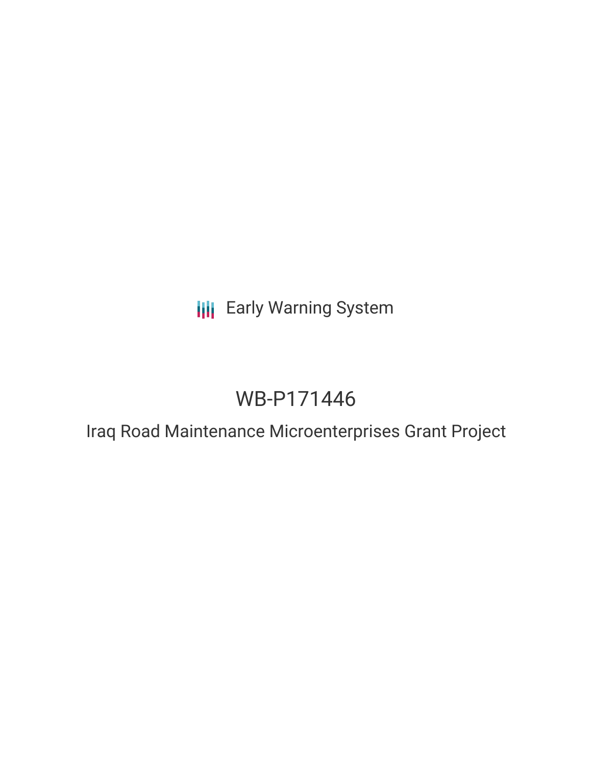Early Warning System

# WB-P171446

## Iraq Road Maintenance Microenterprises Grant Project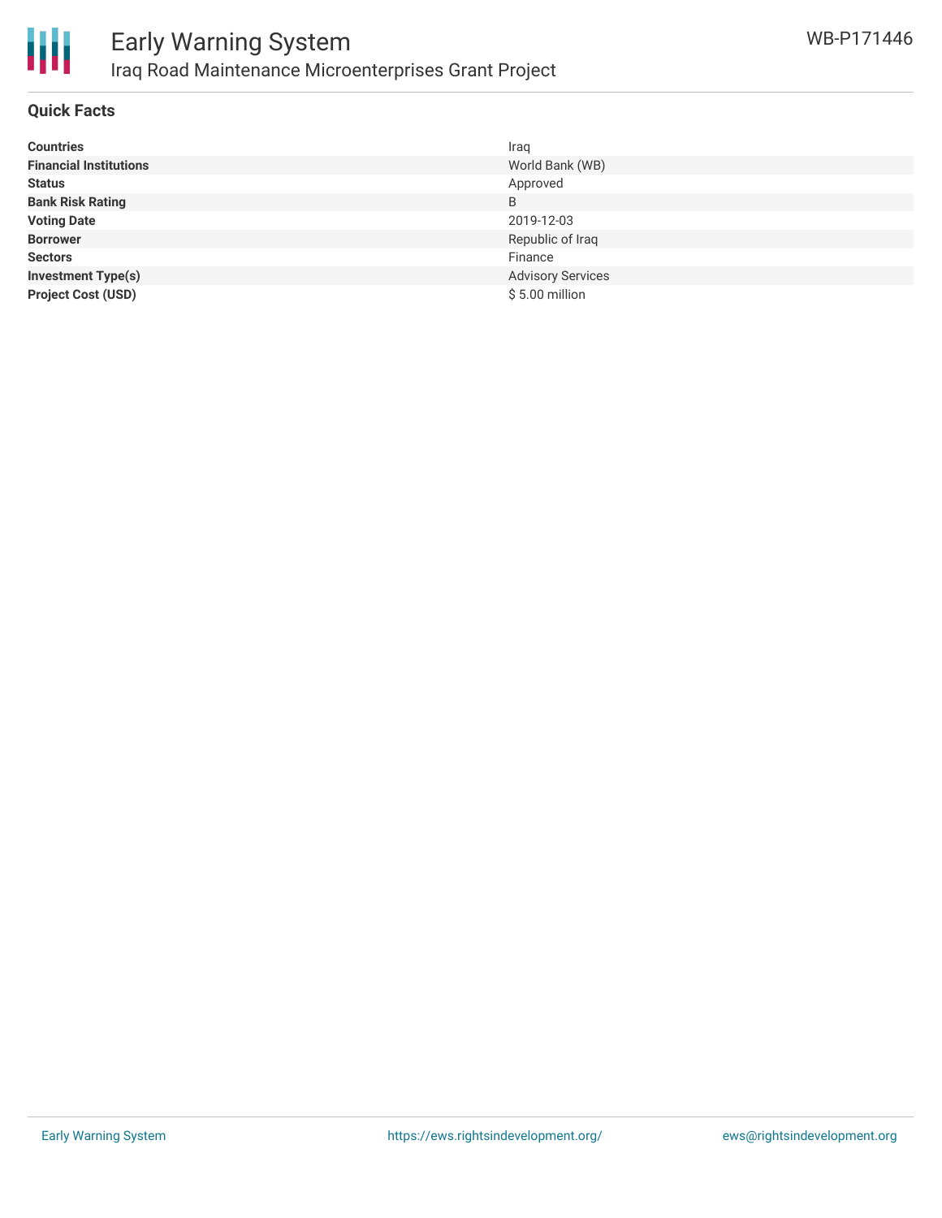## Quick Facts

| | |
|---|---|
| **Countries** | Iraq |
| **Financial Institutions** | World Bank (WB) |
| **Status** | Approved |
| **Bank Risk Rating** | B |
| **Voting Date** | 2019-12-03 |
| **Borrower** | Republic of Iraq |
| **Sectors** | Finance |
| **Investment Type(s)** | Advisory Services |
| **Project Cost (USD)** | $ 5.00 million |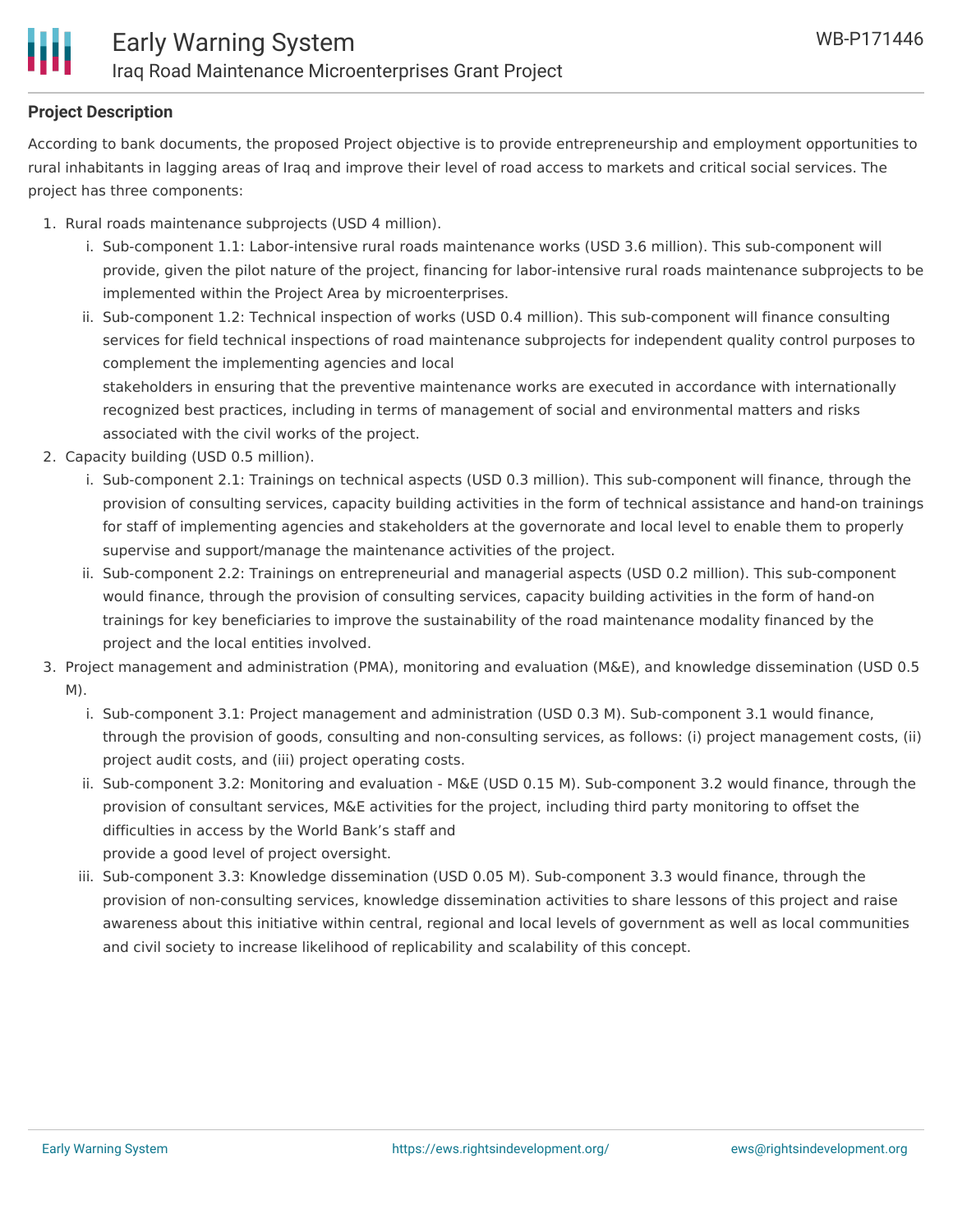**Project Description**

According to bank documents, the proposed Project objective is to provide entrepreneurship and employment opportunities to rural inhabitants in lagging areas of Iraq and improve their level of road access to markets and critical social services. The project has three components:

1. Rural roads maintenance subprojects (USD 4 million).
   i. Sub-component 1.1: Labor-intensive rural roads maintenance works (USD 3.6 million). This sub-component will provide, given the pilot nature of the project, financing for labor-intensive rural roads maintenance subprojects to be implemented within the Project Area by microenterprises.
   ii. Sub-component 1.2: Technical inspection of works (USD 0.4 million). This sub-component will finance consulting services for field technical inspections of road maintenance subprojects for independent quality control purposes to complement the implementing agencies and local stakeholders in ensuring that the preventive maintenance works are executed in accordance with internationally recognized best practices, including in terms of management of social and environmental matters and risks associated with the civil works of the project.
2. Capacity building (USD 0.5 million).
   i. Sub-component 2.1: Trainings on technical aspects (USD 0.3 million). This sub-component will finance, through the provision of consulting services, capacity building activities in the form of technical assistance and hand-on trainings for staff of implementing agencies and stakeholders at the governorate and local level to enable them to properly supervise and support/manage the maintenance activities of the project.
   ii. Sub-component 2.2: Trainings on entrepreneurial and managerial aspects (USD 0.2 million). This sub-component would finance, through the provision of consulting services, capacity building activities in the form of hand-on trainings for key beneficiaries to improve the sustainability of the road maintenance modality financed by the project and the local entities involved.
3. Project management and administration (PMA), monitoring and evaluation (M&E), and knowledge dissemination (USD 0.5 M).
   i. Sub-component 3.1: Project management and administration (USD 0.3 M). Sub-component 3.1 would finance, through the provision of goods, consulting and non-consulting services, as follows: (i) project management costs, (ii) project audit costs, and (iii) project operating costs.
   ii. Sub-component 3.2: Monitoring and evaluation - M&E (USD 0.15 M). Sub-component 3.2 would finance, through the provision of consultant services, M&E activities for the project, including third party monitoring to offset the difficulties in access by the World Bank's staff and provide a good level of project oversight.
   iii. Sub-component 3.3: Knowledge dissemination (USD 0.05 M). Sub-component 3.3 would finance, through the provision of non-consulting services, knowledge dissemination activities to share lessons of this project and raise awareness about this initiative within central, regional and local levels of government as well as local communities and civil society to increase likelihood of replicability and scalability of this concept.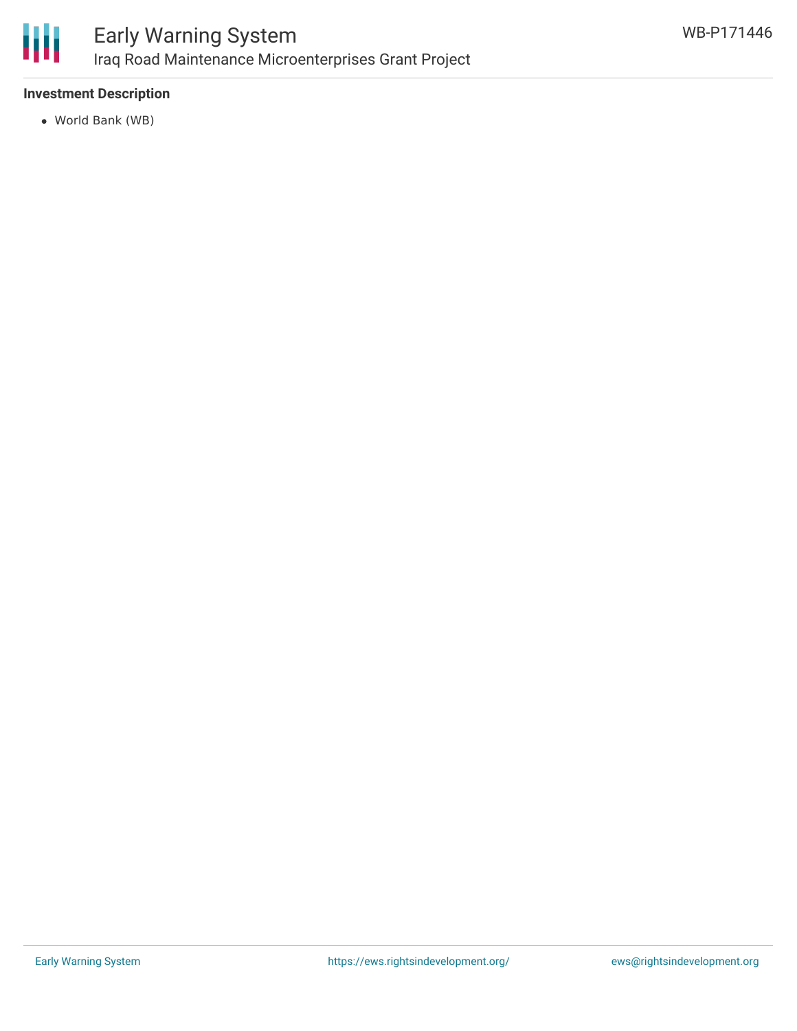**Investment Description**

- World Bank (WB)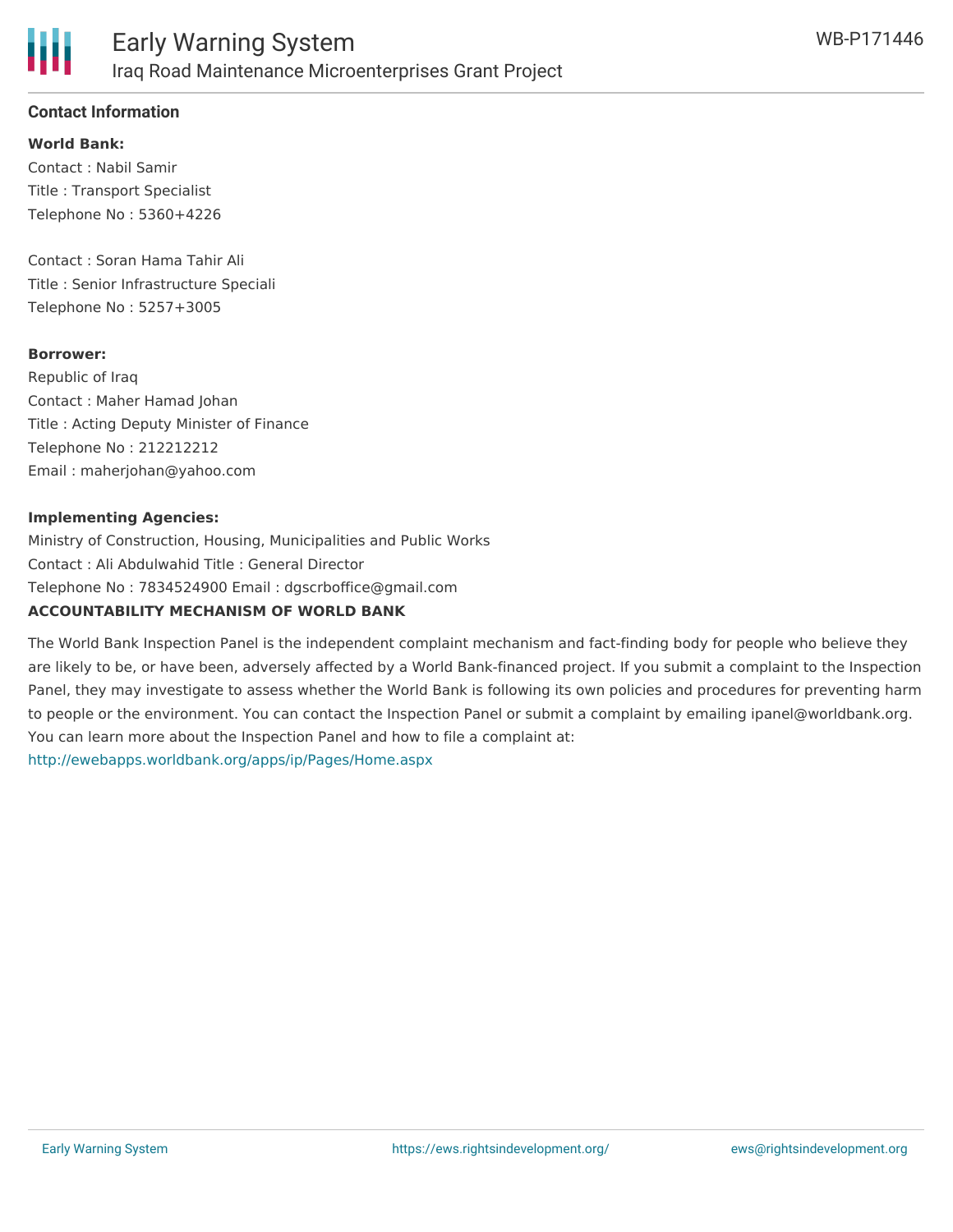## Contact Information

**World Bank:**

Contact : Nabil Samir
Title : Transport Specialist
Telephone No : 5360+4226

Contact : Soran Hama Tahir Ali
Title : Senior Infrastructure Speciali
Telephone No : 5257+3005

**Borrower:**

Republic of Iraq
Contact : Maher Hamad Johan
Title : Acting Deputy Minister of Finance
Telephone No : 212212212
Email : maherjohan@yahoo.com

**Implementing Agencies:**

Ministry of Construction, Housing, Municipalities and Public Works
Contact : Ali Abdulwahid Title : General Director
Telephone No : 7834524900 Email : dgscrboffice@gmail.com

**ACCOUNTABILITY MECHANISM OF WORLD BANK**

The World Bank Inspection Panel is the independent complaint mechanism and fact-finding body for people who believe they are likely to be, or have been, adversely affected by a World Bank-financed project. If you submit a complaint to the Inspection Panel, they may investigate to assess whether the World Bank is following its own policies and procedures for preventing harm to people or the environment. You can contact the Inspection Panel or submit a complaint by emailing ipanel@worldbank.org. You can learn more about the Inspection Panel and how to file a complaint at:
http://ewebapps.worldbank.org/apps/ip/Pages/Home.aspx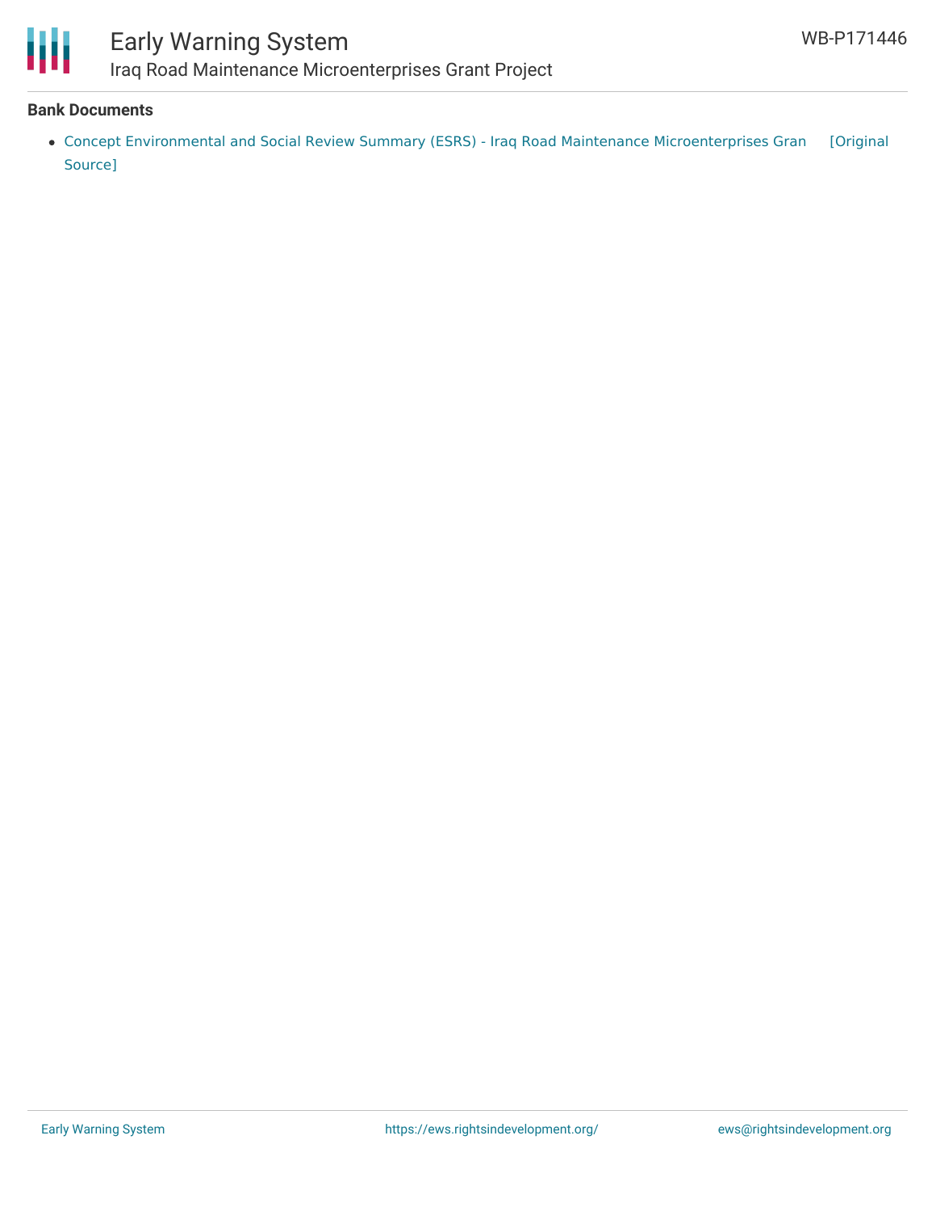**Bank Documents**

- Concept Environmental and Social Review Summary (ESRS) - Iraq Road Maintenance Microenterprises Gran [Original Source]